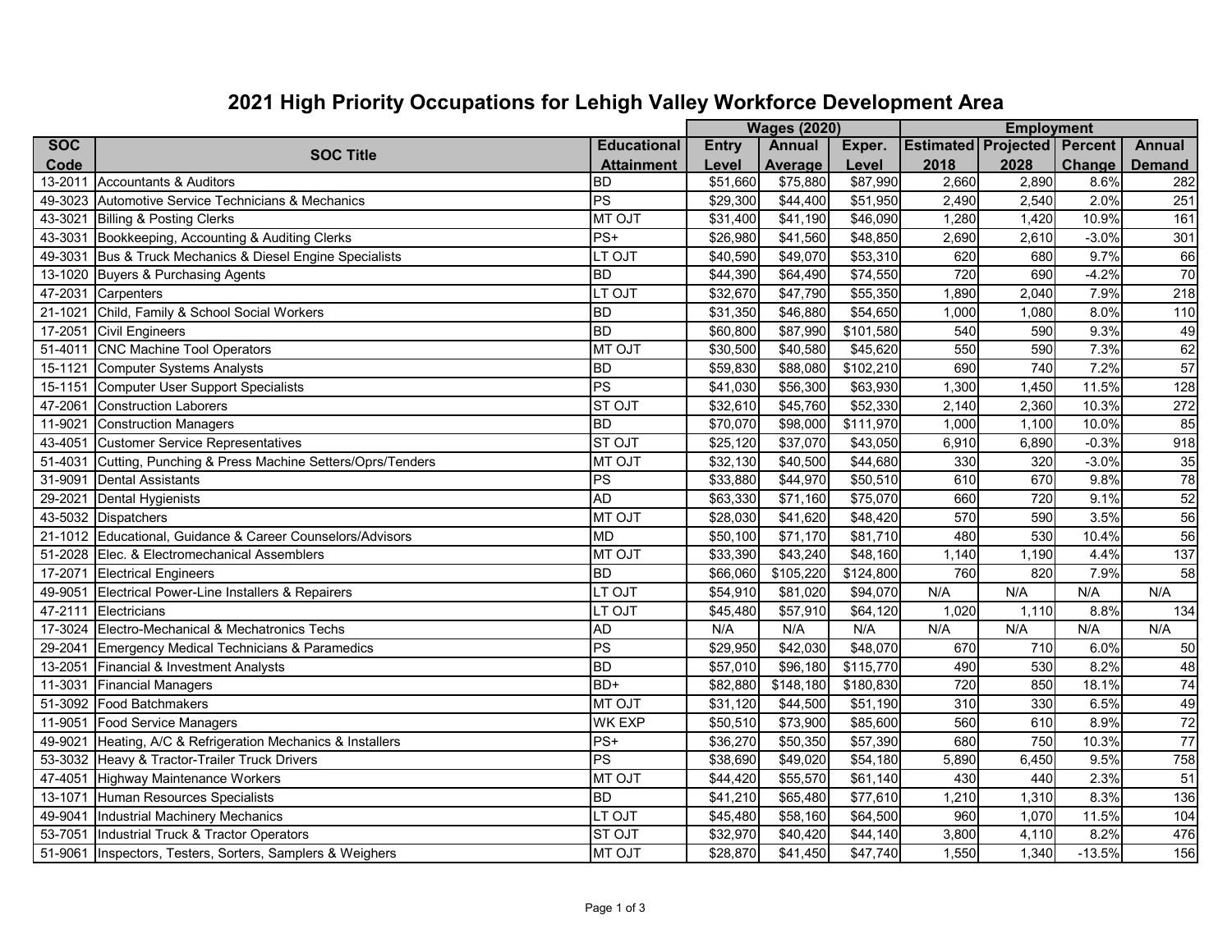# 2021 High Priority Occupations for Lehigh Valley Workforce Development Area

| SOC Code | SOC Title | Educational Attainment | Wages (2020) | | | Employment | | | |
|---|---|---|---|---|---|---|---|---|---|
| | | | Entry Level | Annual Average | Exper. Level | Estimated 2018 | Projected 2028 | Percent Change | Annual Demand |
| 13-2011 | Accountants & Auditors | BD | $51,660 | $75,880 | $87,990 | 2,660 | 2,890 | 8.6% | 282 |
| 49-3023 | Automotive Service Technicians & Mechanics | PS | $29,300 | $44,400 | $51,950 | 2,490 | 2,540 | 2.0% | 251 |
| 43-3021 | Billing & Posting Clerks | MT OJT | $31,400 | $41,190 | $46,090 | 1,280 | 1,420 | 10.9% | 161 |
| 43-3031 | Bookkeeping, Accounting & Auditing Clerks | PS+ | $26,980 | $41,560 | $48,850 | 2,690 | 2,610 | -3.0% | 301 |
| 49-3031 | Bus & Truck Mechanics & Diesel Engine Specialists | LT OJT | $40,590 | $49,070 | $53,310 | 620 | 680 | 9.7% | 66 |
| 13-1020 | Buyers & Purchasing Agents | BD | $44,390 | $64,490 | $74,550 | 720 | 690 | -4.2% | 70 |
| 47-2031 | Carpenters | LT OJT | $32,670 | $47,790 | $55,350 | 1,890 | 2,040 | 7.9% | 218 |
| 21-1021 | Child, Family & School Social Workers | BD | $31,350 | $46,880 | $54,650 | 1,000 | 1,080 | 8.0% | 110 |
| 17-2051 | Civil Engineers | BD | $60,800 | $87,990 | $101,580 | 540 | 590 | 9.3% | 49 |
| 51-4011 | CNC Machine Tool Operators | MT OJT | $30,500 | $40,580 | $45,620 | 550 | 590 | 7.3% | 62 |
| 15-1121 | Computer Systems Analysts | BD | $59,830 | $88,080 | $102,210 | 690 | 740 | 7.2% | 57 |
| 15-1151 | Computer User Support Specialists | PS | $41,030 | $56,300 | $63,930 | 1,300 | 1,450 | 11.5% | 128 |
| 47-2061 | Construction Laborers | ST OJT | $32,610 | $45,760 | $52,330 | 2,140 | 2,360 | 10.3% | 272 |
| 11-9021 | Construction Managers | BD | $70,070 | $98,000 | $111,970 | 1,000 | 1,100 | 10.0% | 85 |
| 43-4051 | Customer Service Representatives | ST OJT | $25,120 | $37,070 | $43,050 | 6,910 | 6,890 | -0.3% | 918 |
| 51-4031 | Cutting, Punching & Press Machine Setters/Oprs/Tenders | MT OJT | $32,130 | $40,500 | $44,680 | 330 | 320 | -3.0% | 35 |
| 31-9091 | Dental Assistants | PS | $33,880 | $44,970 | $50,510 | 610 | 670 | 9.8% | 78 |
| 29-2021 | Dental Hygienists | AD | $63,330 | $71,160 | $75,070 | 660 | 720 | 9.1% | 52 |
| 43-5032 | Dispatchers | MT OJT | $28,030 | $41,620 | $48,420 | 570 | 590 | 3.5% | 56 |
| 21-1012 | Educational, Guidance & Career Counselors/Advisors | MD | $50,100 | $71,170 | $81,710 | 480 | 530 | 10.4% | 56 |
| 51-2028 | Elec. & Electromechanical Assemblers | MT OJT | $33,390 | $43,240 | $48,160 | 1,140 | 1,190 | 4.4% | 137 |
| 17-2071 | Electrical Engineers | BD | $66,060 | $105,220 | $124,800 | 760 | 820 | 7.9% | 58 |
| 49-9051 | Electrical Power-Line Installers & Repairers | LT OJT | $54,910 | $81,020 | $94,070 | N/A | N/A | N/A | N/A |
| 47-2111 | Electricians | LT OJT | $45,480 | $57,910 | $64,120 | 1,020 | 1,110 | 8.8% | 134 |
| 17-3024 | Electro-Mechanical & Mechatronics Techs | AD | N/A | N/A | N/A | N/A | N/A | N/A | N/A |
| 29-2041 | Emergency Medical Technicians & Paramedics | PS | $29,950 | $42,030 | $48,070 | 670 | 710 | 6.0% | 50 |
| 13-2051 | Financial & Investment Analysts | BD | $57,010 | $96,180 | $115,770 | 490 | 530 | 8.2% | 48 |
| 11-3031 | Financial Managers | BD+ | $82,880 | $148,180 | $180,830 | 720 | 850 | 18.1% | 74 |
| 51-3092 | Food Batchmakers | MT OJT | $31,120 | $44,500 | $51,190 | 310 | 330 | 6.5% | 49 |
| 11-9051 | Food Service Managers | WK EXP | $50,510 | $73,900 | $85,600 | 560 | 610 | 8.9% | 72 |
| 49-9021 | Heating, A/C & Refrigeration Mechanics & Installers | PS+ | $36,270 | $50,350 | $57,390 | 680 | 750 | 10.3% | 77 |
| 53-3032 | Heavy & Tractor-Trailer Truck Drivers | PS | $38,690 | $49,020 | $54,180 | 5,890 | 6,450 | 9.5% | 758 |
| 47-4051 | Highway Maintenance Workers | MT OJT | $44,420 | $55,570 | $61,140 | 430 | 440 | 2.3% | 51 |
| 13-1071 | Human Resources Specialists | BD | $41,210 | $65,480 | $77,610 | 1,210 | 1,310 | 8.3% | 136 |
| 49-9041 | Industrial Machinery Mechanics | LT OJT | $45,480 | $58,160 | $64,500 | 960 | 1,070 | 11.5% | 104 |
| 53-7051 | Industrial Truck & Tractor Operators | ST OJT | $32,970 | $40,420 | $44,140 | 3,800 | 4,110 | 8.2% | 476 |
| 51-9061 | Inspectors, Testers, Sorters, Samplers & Weighers | MT OJT | $28,870 | $41,450 | $47,740 | 1,550 | 1,340 | -13.5% | 156 |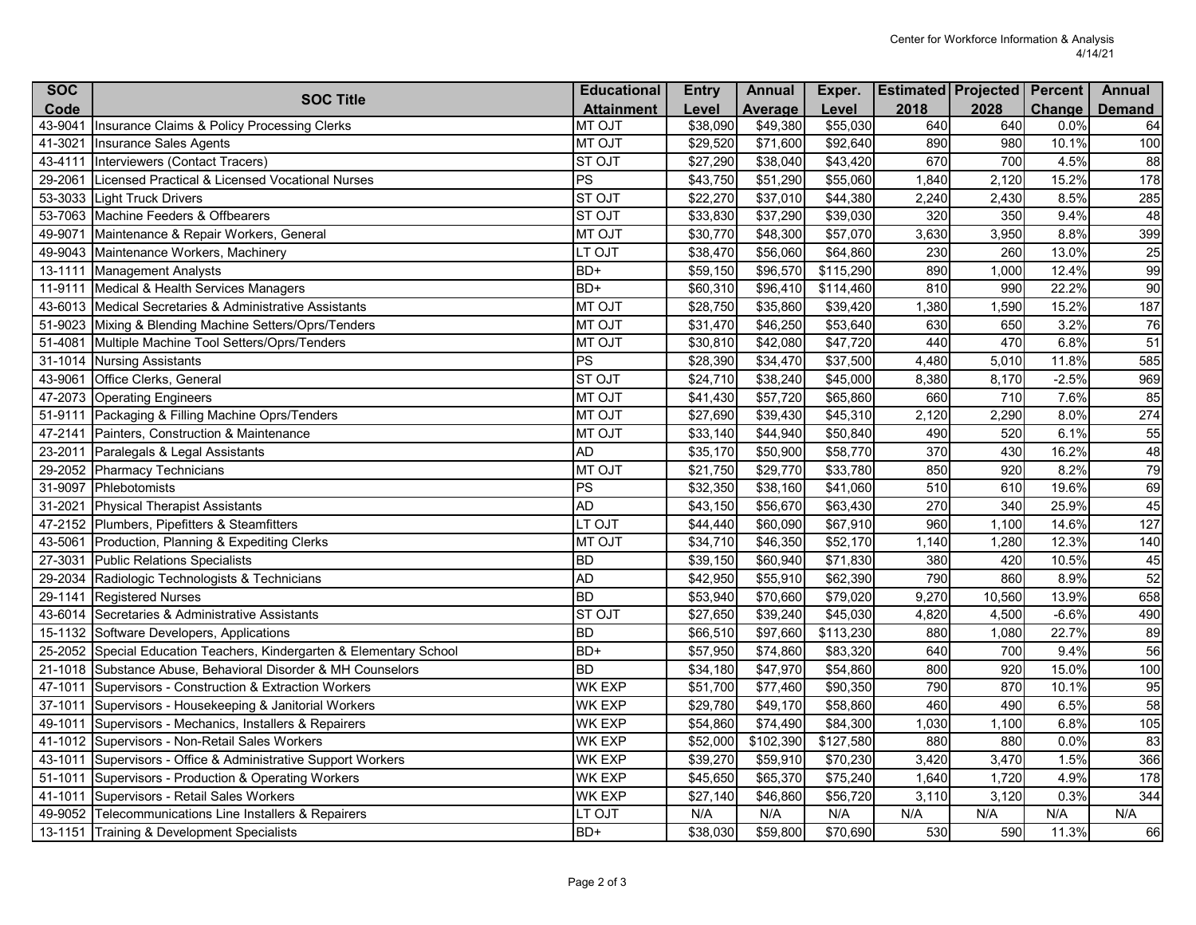Center for Workforce Information & Analysis
4/14/21

| SOC Code | SOC Title | Educational Attainment | Entry Level | Annual Average | Exper. Level | Estimated 2018 | Projected 2028 | Percent Change | Annual Demand |
|---|---|---|---|---|---|---|---|---|---|
| 43-9041 | Insurance Claims & Policy Processing Clerks | MT OJT | $38,090 | $49,380 | $55,030 | 640 | 640 | 0.0% | 64 |
| 41-3021 | Insurance Sales Agents | MT OJT | $29,520 | $71,600 | $92,640 | 890 | 980 | 10.1% | 100 |
| 43-4111 | Interviewers (Contact Tracers) | ST OJT | $27,290 | $38,040 | $43,420 | 670 | 700 | 4.5% | 88 |
| 29-2061 | Licensed Practical & Licensed Vocational Nurses | PS | $43,750 | $51,290 | $55,060 | 1,840 | 2,120 | 15.2% | 178 |
| 53-3033 | Light Truck Drivers | ST OJT | $22,270 | $37,010 | $44,380 | 2,240 | 2,430 | 8.5% | 285 |
| 53-7063 | Machine Feeders & Offbearers | ST OJT | $33,830 | $37,290 | $39,030 | 320 | 350 | 9.4% | 48 |
| 49-9071 | Maintenance & Repair Workers, General | MT OJT | $30,770 | $48,300 | $57,070 | 3,630 | 3,950 | 8.8% | 399 |
| 49-9043 | Maintenance Workers, Machinery | LT OJT | $38,470 | $56,060 | $64,860 | 230 | 260 | 13.0% | 25 |
| 13-1111 | Management Analysts | BD+ | $59,150 | $96,570 | $115,290 | 890 | 1,000 | 12.4% | 99 |
| 11-9111 | Medical & Health Services Managers | BD+ | $60,310 | $96,410 | $114,460 | 810 | 990 | 22.2% | 90 |
| 43-6013 | Medical Secretaries & Administrative Assistants | MT OJT | $28,750 | $35,860 | $39,420 | 1,380 | 1,590 | 15.2% | 187 |
| 51-9023 | Mixing & Blending Machine Setters/Oprs/Tenders | MT OJT | $31,470 | $46,250 | $53,640 | 630 | 650 | 3.2% | 76 |
| 51-4081 | Multiple Machine Tool Setters/Oprs/Tenders | MT OJT | $30,810 | $42,080 | $47,720 | 440 | 470 | 6.8% | 51 |
| 31-1014 | Nursing Assistants | PS | $28,390 | $34,470 | $37,500 | 4,480 | 5,010 | 11.8% | 585 |
| 43-9061 | Office Clerks, General | ST OJT | $24,710 | $38,240 | $45,000 | 8,380 | 8,170 | -2.5% | 969 |
| 47-2073 | Operating Engineers | MT OJT | $41,430 | $57,720 | $65,860 | 660 | 710 | 7.6% | 85 |
| 51-9111 | Packaging & Filling Machine Oprs/Tenders | MT OJT | $27,690 | $39,430 | $45,310 | 2,120 | 2,290 | 8.0% | 274 |
| 47-2141 | Painters, Construction & Maintenance | MT OJT | $33,140 | $44,940 | $50,840 | 490 | 520 | 6.1% | 55 |
| 23-2011 | Paralegals & Legal Assistants | AD | $35,170 | $50,900 | $58,770 | 370 | 430 | 16.2% | 48 |
| 29-2052 | Pharmacy Technicians | MT OJT | $21,750 | $29,770 | $33,780 | 850 | 920 | 8.2% | 79 |
| 31-9097 | Phlebotomists | PS | $32,350 | $38,160 | $41,060 | 510 | 610 | 19.6% | 69 |
| 31-2021 | Physical Therapist Assistants | AD | $43,150 | $56,670 | $63,430 | 270 | 340 | 25.9% | 45 |
| 47-2152 | Plumbers, Pipefitters & Steamfitters | LT OJT | $44,440 | $60,090 | $67,910 | 960 | 1,100 | 14.6% | 127 |
| 43-5061 | Production, Planning & Expediting Clerks | MT OJT | $34,710 | $46,350 | $52,170 | 1,140 | 1,280 | 12.3% | 140 |
| 27-3031 | Public Relations Specialists | BD | $39,150 | $60,940 | $71,830 | 380 | 420 | 10.5% | 45 |
| 29-2034 | Radiologic Technologists & Technicians | AD | $42,950 | $55,910 | $62,390 | 790 | 860 | 8.9% | 52 |
| 29-1141 | Registered Nurses | BD | $53,940 | $70,660 | $79,020 | 9,270 | 10,560 | 13.9% | 658 |
| 43-6014 | Secretaries & Administrative Assistants | ST OJT | $27,650 | $39,240 | $45,030 | 4,820 | 4,500 | -6.6% | 490 |
| 15-1132 | Software Developers, Applications | BD | $66,510 | $97,660 | $113,230 | 880 | 1,080 | 22.7% | 89 |
| 25-2052 | Special Education Teachers, Kindergarten & Elementary School | BD+ | $57,950 | $74,860 | $83,320 | 640 | 700 | 9.4% | 56 |
| 21-1018 | Substance Abuse, Behavioral Disorder & MH Counselors | BD | $34,180 | $47,970 | $54,860 | 800 | 920 | 15.0% | 100 |
| 47-1011 | Supervisors - Construction & Extraction Workers | WK EXP | $51,700 | $77,460 | $90,350 | 790 | 870 | 10.1% | 95 |
| 37-1011 | Supervisors - Housekeeping & Janitorial Workers | WK EXP | $29,780 | $49,170 | $58,860 | 460 | 490 | 6.5% | 58 |
| 49-1011 | Supervisors - Mechanics, Installers & Repairers | WK EXP | $54,860 | $74,490 | $84,300 | 1,030 | 1,100 | 6.8% | 105 |
| 41-1012 | Supervisors - Non-Retail Sales Workers | WK EXP | $52,000 | $102,390 | $127,580 | 880 | 880 | 0.0% | 83 |
| 43-1011 | Supervisors - Office & Administrative Support Workers | WK EXP | $39,270 | $59,910 | $70,230 | 3,420 | 3,470 | 1.5% | 366 |
| 51-1011 | Supervisors - Production & Operating Workers | WK EXP | $45,650 | $65,370 | $75,240 | 1,640 | 1,720 | 4.9% | 178 |
| 41-1011 | Supervisors - Retail Sales Workers | WK EXP | $27,140 | $46,860 | $56,720 | 3,110 | 3,120 | 0.3% | 344 |
| 49-9052 | Telecommunications Line Installers & Repairers | LT OJT | N/A | N/A | N/A | N/A | N/A | N/A | N/A |
| 13-1151 | Training & Development Specialists | BD+ | $38,030 | $59,800 | $70,690 | 530 | 590 | 11.3% | 66 |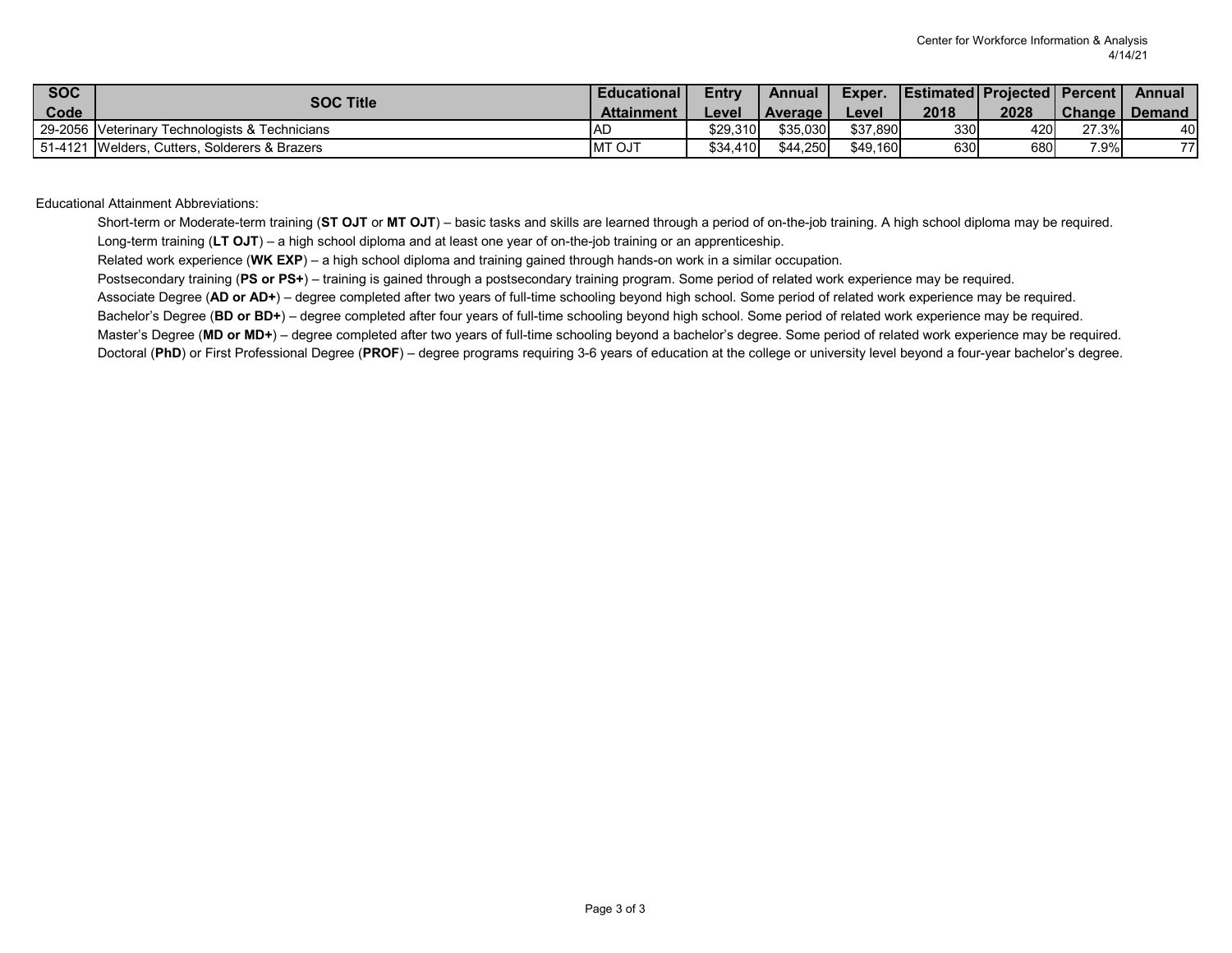| SOC Code | SOC Title | Educational Attainment | Entry Level | Annual Average | Exper. Level | Estimated 2018 | Projected 2028 | Percent Change | Annual Demand |
|---|---|---|---|---|---|---|---|---|---|
| 29-2056 | Veterinary Technologists & Technicians | AD | $29,310 | $35,030 | $37,890 | 330 | 420 | 27.3% | 40 |
| 51-4121 | Welders, Cutters, Solderers & Brazers | MT OJT | $34,410 | $44,250 | $49,160 | 630 | 680 | 7.9% | 77 |

Educational Attainment Abbreviations:

Short-term or Moderate-term training (**ST OJT** or **MT OJT**) – basic tasks and skills are learned through a period of on-the-job training. A high school diploma may be required.

Long-term training (**LT OJT**) – a high school diploma and at least one year of on-the-job training or an apprenticeship.

Related work experience (**WK EXP**) – a high school diploma and training gained through hands-on work in a similar occupation.

Postsecondary training (**PS or PS+**) – training is gained through a postsecondary training program. Some period of related work experience may be required.

Associate Degree (**AD or AD+**) – degree completed after two years of full-time schooling beyond high school. Some period of related work experience may be required.

Bachelor's Degree (**BD or BD+**) – degree completed after four years of full-time schooling beyond high school. Some period of related work experience may be required.

Master's Degree (**MD or MD+**) – degree completed after two years of full-time schooling beyond a bachelor's degree. Some period of related work experience may be required.

Doctoral (**PhD**) or First Professional Degree (**PROF**) – degree programs requiring 3-6 years of education at the college or university level beyond a four-year bachelor's degree.